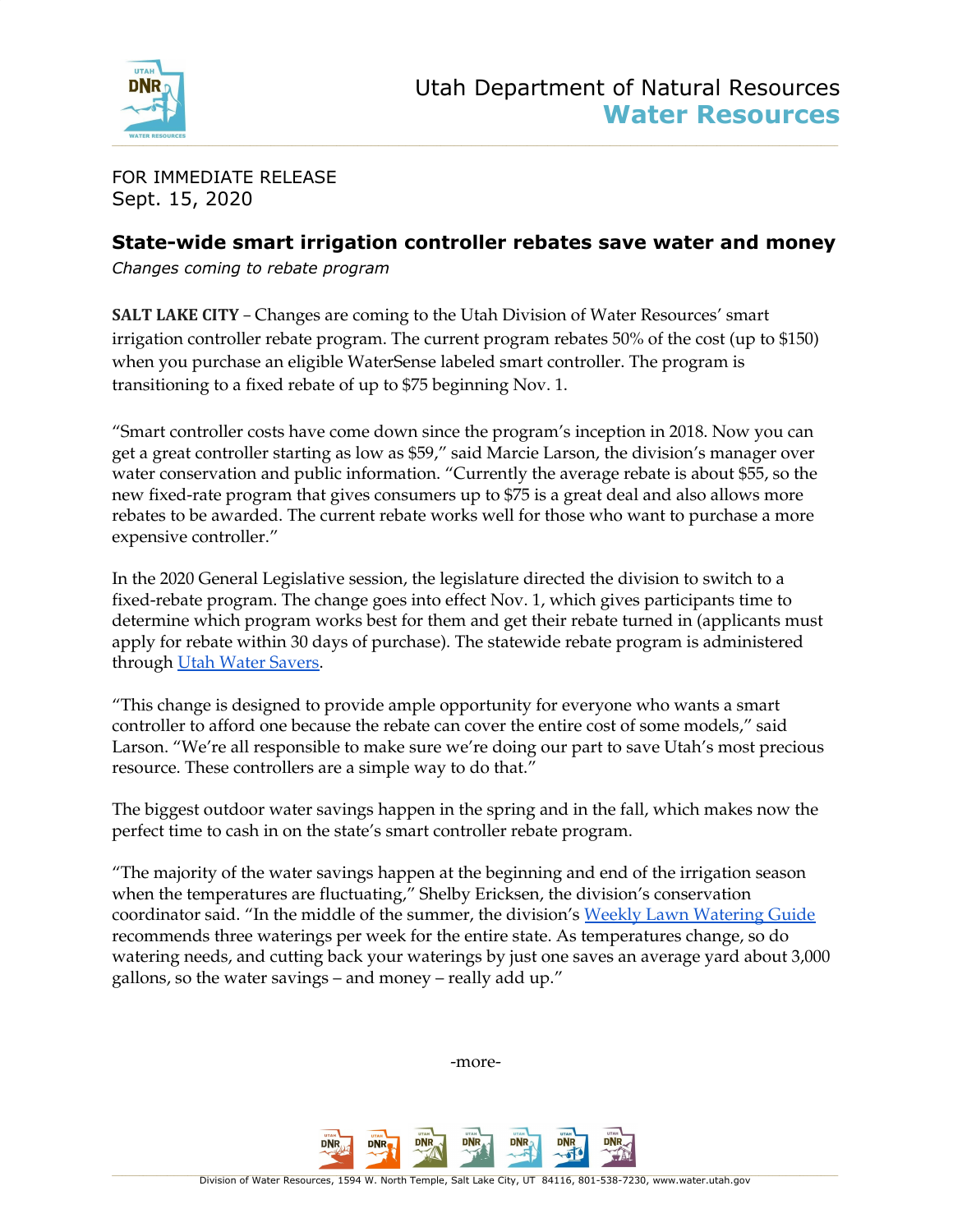Utah Department of Natural Resources
**Water Resources**

FOR IMMEDIATE RELEASE
Sept. 15, 2020

## State-wide smart irrigation controller rebates save water and money

*Changes coming to rebate program*

**SALT LAKE CITY** – Changes are coming to the Utah Division of Water Resources' smart irrigation controller rebate program. The current program rebates 50% of the cost (up to $150) when you purchase an eligible WaterSense labeled smart controller. The program is transitioning to a fixed rebate of up to $75 beginning Nov. 1.

"Smart controller costs have come down since the program's inception in 2018. Now you can get a great controller starting as low as $59," said Marcie Larson, the division's manager over water conservation and public information. "Currently the average rebate is about $55, so the new fixed-rate program that gives consumers up to $75 is a great deal and also allows more rebates to be awarded. The current rebate works well for those who want to purchase a more expensive controller."

In the 2020 General Legislative session, the legislature directed the division to switch to a fixed-rebate program. The change goes into effect Nov. 1, which gives participants time to determine which program works best for them and get their rebate turned in (applicants must apply for rebate within 30 days of purchase). The statewide rebate program is administered through Utah Water Savers.

"This change is designed to provide ample opportunity for everyone who wants a smart controller to afford one because the rebate can cover the entire cost of some models," said Larson. "We're all responsible to make sure we're doing our part to save Utah's most precious resource. These controllers are a simple way to do that."

The biggest outdoor water savings happen in the spring and in the fall, which makes now the perfect time to cash in on the state's smart controller rebate program.

"The majority of the water savings happen at the beginning and end of the irrigation season when the temperatures are fluctuating," Shelby Ericksen, the division's conservation coordinator said. "In the middle of the summer, the division's Weekly Lawn Watering Guide recommends three waterings per week for the entire state. As temperatures change, so do watering needs, and cutting back your waterings by just one saves an average yard about 3,000 gallons, so the water savings – and money – really add up."

-more-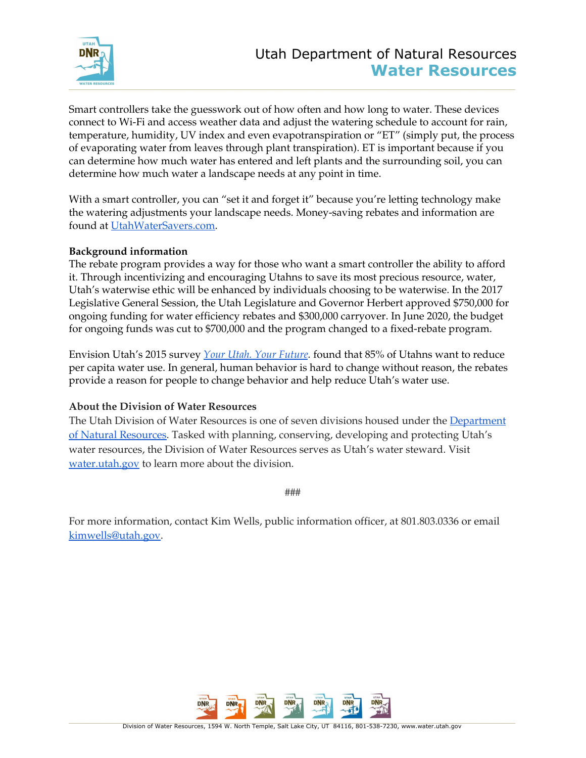Smart controllers take the guesswork out of how often and how long to water. These devices connect to Wi-Fi and access weather data and adjust the watering schedule to account for rain, temperature, humidity, UV index and even evapotranspiration or "ET" (simply put, the process of evaporating water from leaves through plant transpiration). ET is important because if you can determine how much water has entered and left plants and the surrounding soil, you can determine how much water a landscape needs at any point in time.

With a smart controller, you can "set it and forget it" because you're letting technology make the watering adjustments your landscape needs. Money-saving rebates and information are found at [UtahWaterSavers.com](UtahWaterSavers.com).

**Background information**

The rebate program provides a way for those who want a smart controller the ability to afford it. Through incentivizing and encouraging Utahns to save its most precious resource, water, Utah's waterwise ethic will be enhanced by individuals choosing to be waterwise. In the 2017 Legislative General Session, the Utah Legislature and Governor Herbert approved $750,000 for ongoing funding for water efficiency rebates and $300,000 carryover. In June 2020, the budget for ongoing funds was cut to $700,000 and the program changed to a fixed-rebate program.

Envision Utah's 2015 survey *Your Utah. Your Future.* found that 85% of Utahns want to reduce per capita water use. In general, human behavior is hard to change without reason, the rebates provide a reason for people to change behavior and help reduce Utah's water use.

**About the Division of Water Resources**

The Utah Division of Water Resources is one of seven divisions housed under the Department of Natural Resources. Tasked with planning, conserving, developing and protecting Utah's water resources, the Division of Water Resources serves as Utah's water steward. Visit water.utah.gov to learn more about the division.

###

For more information, contact Kim Wells, public information officer, at 801.803.0336 or email kimwells@utah.gov.

Division of Water Resources, 1594 W. North Temple, Salt Lake City, UT 84116, 801-538-7230, www.water.utah.gov